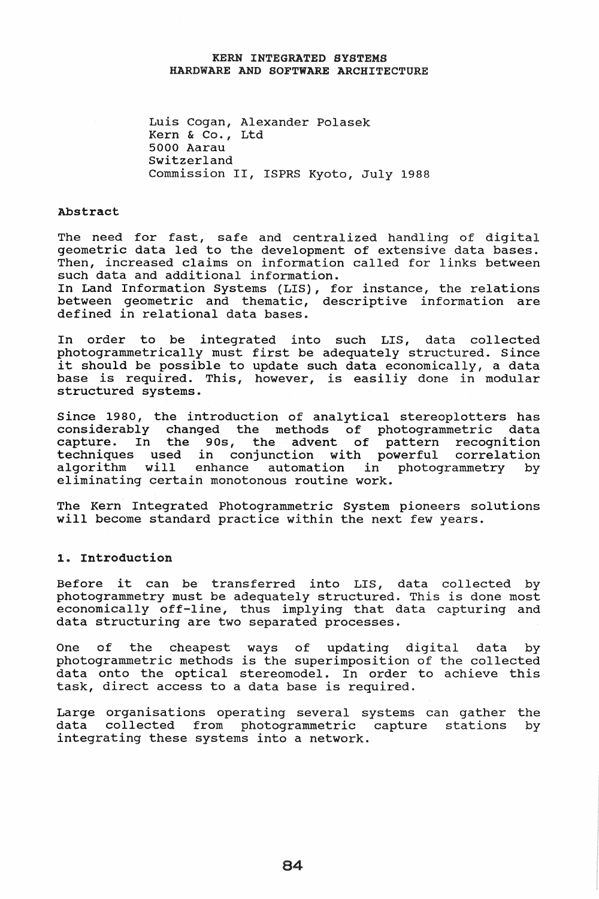# KERN INTEGRATED SYSTEMS
# HARDWARE AND SOFTWARE ARCHITECTURE

Luis Cogan, Alexander Polasek
Kern & Co., Ltd
5000 Aarau
Switzerland
Commission II, ISPRS Kyoto, July 1988

## Abstract

The need for fast, safe and centralized handling of digital geometric data led to the development of extensive data bases. Then, increased claims on information called for links between such data and additional information.
In Land Information Systems (LIS), for instance, the relations between geometric and thematic, descriptive information are defined in relational data bases.

In order to be integrated into such LIS, data collected photogrammetrically must first be adequately structured. Since it should be possible to update such data economically, a data base is required. This, however, is easiliy done in modular structured systems.

Since 1980, the introduction of analytical stereoplotters has considerably changed the methods of photogrammetric data capture. In the 90s, the advent of pattern recognition techniques used in conjunction with powerful correlation algorithm will enhance automation in photogrammetry by eliminating certain monotonous routine work.

The Kern Integrated Photogrammetric System pioneers solutions will become standard practice within the next few years.

## 1. Introduction

Before it can be transferred into LIS, data collected by photogrammetry must be adequately structured. This is done most economically off-line, thus implying that data capturing and data structuring are two separated processes.

One of the cheapest ways of updating digital data by photogrammetric methods is the superimposition of the collected data onto the optical stereomodel. In order to achieve this task, direct access to a data base is required.

Large organisations operating several systems can gather the data collected from photogrammetric capture stations by integrating these systems into a network.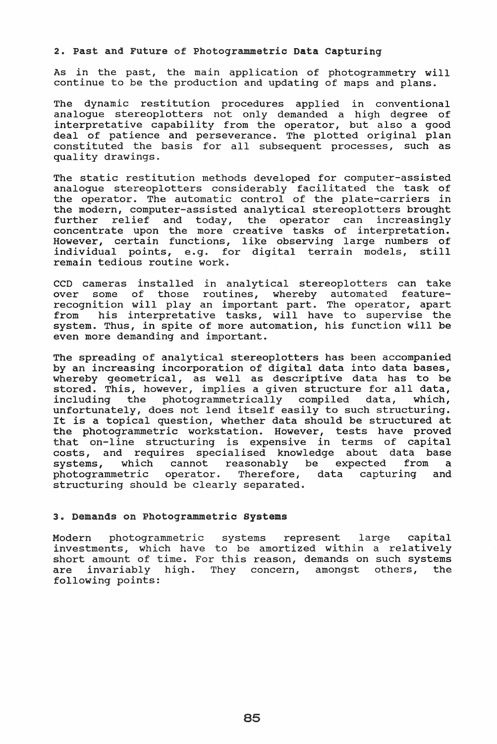## 2. Past and Future of Photogrammetric Data Capturing

As in the past, the main application of photogrammetry will continue to be the production and updating of maps and plans.

The dynamic restitution procedures applied in conventional analogue stereoplotters not only demanded a high degree of interpretative capability from the operator, but also a good deal of patience and perseverance. The plotted original plan constituted the basis for all subsequent processes, such as quality drawings.

The static restitution methods developed for computer-assisted analogue stereoplotters considerably facilitated the task of the operator. The automatic control of the plate-carriers in the modern, computer-assisted analytical stereoplotters brought further relief and today, the operator can increasingly concentrate upon the more creative tasks of interpretation. However, certain functions, like observing large numbers of individual points, e.g. for digital terrain models, still remain tedious routine work.

CCD cameras installed in analytical stereoplotters can take over some of those routines, whereby automated feature-recognition will play an important part. The operator, apart from his interpretative tasks, will have to supervise the system. Thus, in spite of more automation, his function will be even more demanding and important.

The spreading of analytical stereoplotters has been accompanied by an increasing incorporation of digital data into data bases, whereby geometrical, as well as descriptive data has to be stored. This, however, implies a given structure for all data, including the photogrammetrically compiled data, which, unfortunately, does not lend itself easily to such structuring. It is a topical question, whether data should be structured at the photogrammetric workstation. However, tests have proved that on-line structuring is expensive in terms of capital costs, and requires specialised knowledge about data base systems, which cannot reasonably be expected from a photogrammetric operator. Therefore, data capturing and structuring should be clearly separated.

## 3. Demands on Photogrammetric Systems

Modern photogrammetric systems represent large capital investments, which have to be amortized within a relatively short amount of time. For this reason, demands on such systems are invariably high. They concern, amongst others, the following points: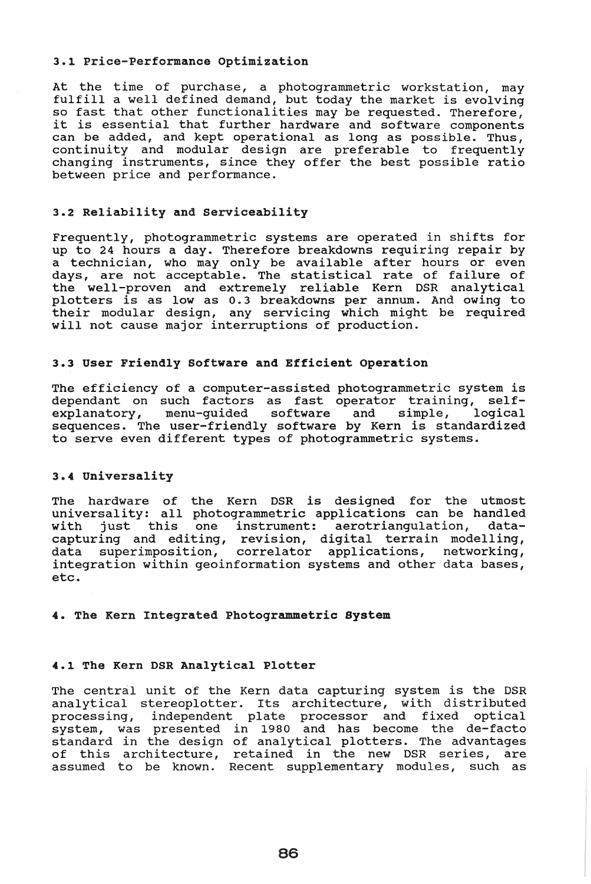### 3.1 Price-Performance Optimization

At the time of purchase, a photogrammetric workstation, may fulfill a well defined demand, but today the market is evolving so fast that other functionalities may be requested. Therefore, it is essential that further hardware and software components can be added, and kept operational as long as possible. Thus, continuity and modular design are preferable to frequently changing instruments, since they offer the best possible ratio between price and performance.

### 3.2 Reliability and Serviceability

Frequently, photogrammetric systems are operated in shifts for up to 24 hours a day. Therefore breakdowns requiring repair by a technician, who may only be available after hours or even days, are not acceptable. The statistical rate of failure of the well-proven and extremely reliable Kern DSR analytical plotters is as low as 0.3 breakdowns per annum. And owing to their modular design, any servicing which might be required will not cause major interruptions of production.

### 3.3 User Friendly Software and Efficient Operation

The efficiency of a computer-assisted photogrammetric system is dependant on such factors as fast operator training, self-explanatory, menu-guided software and simple, logical sequences. The user-friendly software by Kern is standardized to serve even different types of photogrammetric systems.

### 3.4 Universality

The hardware of the Kern DSR is designed for the utmost universality: all photogrammetric applications can be handled with just this one instrument: aerotriangulation, data-capturing and editing, revision, digital terrain modelling, data superimposition, correlator applications, networking, integration within geoinformation systems and other data bases, etc.

## 4. The Kern Integrated Photogrammetric System

### 4.1 The Kern DSR Analytical Plotter

The central unit of the Kern data capturing system is the DSR analytical stereoplotter. Its architecture, with distributed processing, independent plate processor and fixed optical system, was presented in 1980 and has become the de-facto standard in the design of analytical plotters. The advantages of this architecture, retained in the new DSR series, are assumed to be known. Recent supplementary modules, such as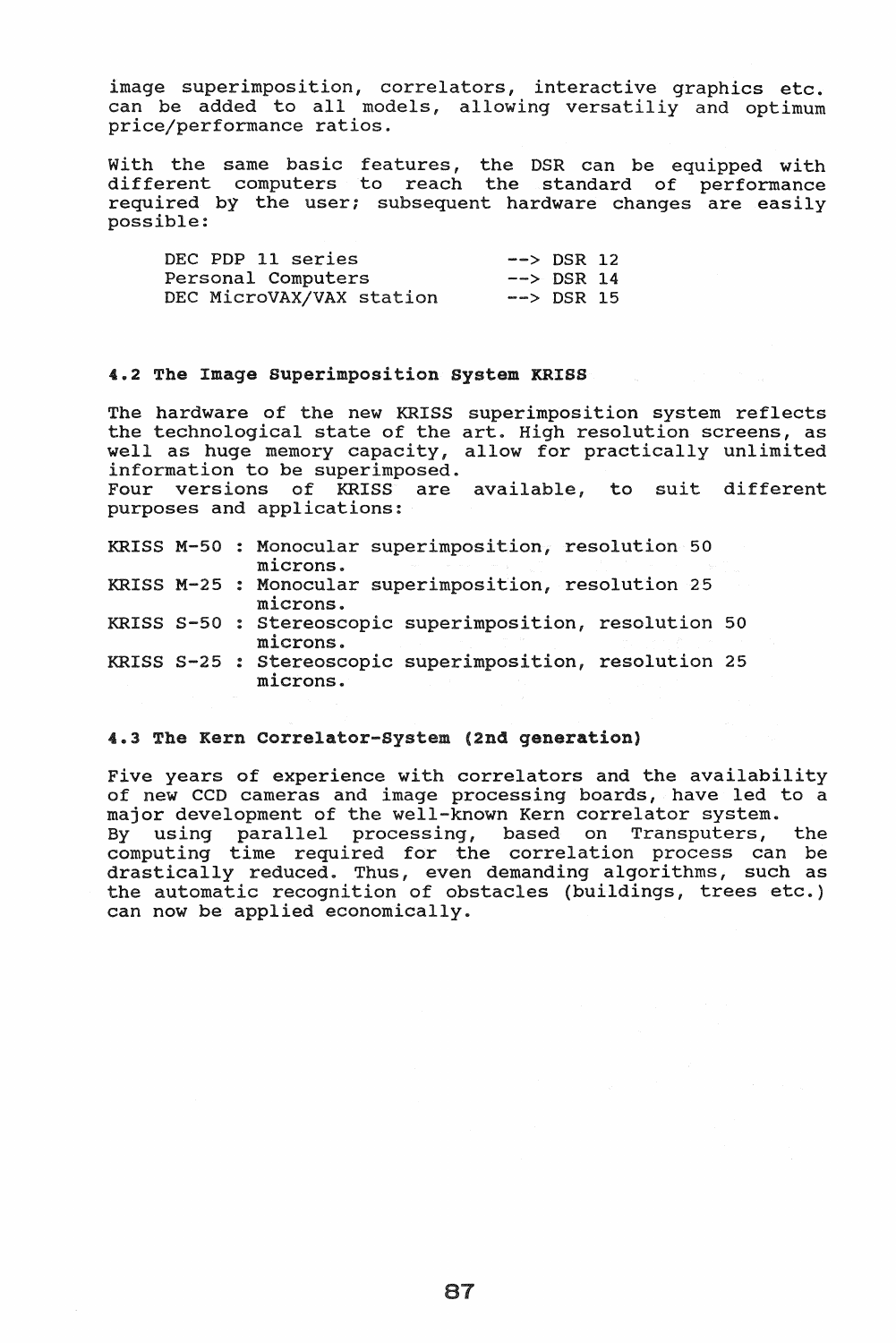image superimposition, correlators, interactive graphics etc. can be added to all models, allowing versatiliy and optimum price/performance ratios.

With the same basic features, the DSR can be equipped with different computers to reach the standard of performance required by the user; subsequent hardware changes are easily possible:

| | |
|---|---|
| DEC PDP 11 series | --> DSR 12 |
| Personal Computers | --> DSR 14 |
| DEC MicroVAX/VAX station | --> DSR 15 |

### 4.2 The Image Superimposition System KRISS

The hardware of the new KRISS superimposition system reflects the technological state of the art. High resolution screens, as well as huge memory capacity, allow for practically unlimited information to be superimposed.
Four versions of KRISS are available, to suit different purposes and applications:

- KRISS M-50 : Monocular superimposition, resolution 50 microns.
- KRISS M-25 : Monocular superimposition, resolution 25 microns.
- KRISS S-50 : Stereoscopic superimposition, resolution 50 microns.
- KRISS S-25 : Stereoscopic superimposition, resolution 25 microns.

### 4.3 The Kern Correlator-System (2nd generation)

Five years of experience with correlators and the availability of new CCD cameras and image processing boards, have led to a major development of the well-known Kern correlator system.
By using parallel processing, based on Transputers, the computing time required for the correlation process can be drastically reduced. Thus, even demanding algorithms, such as the automatic recognition of obstacles (buildings, trees etc.) can now be applied economically.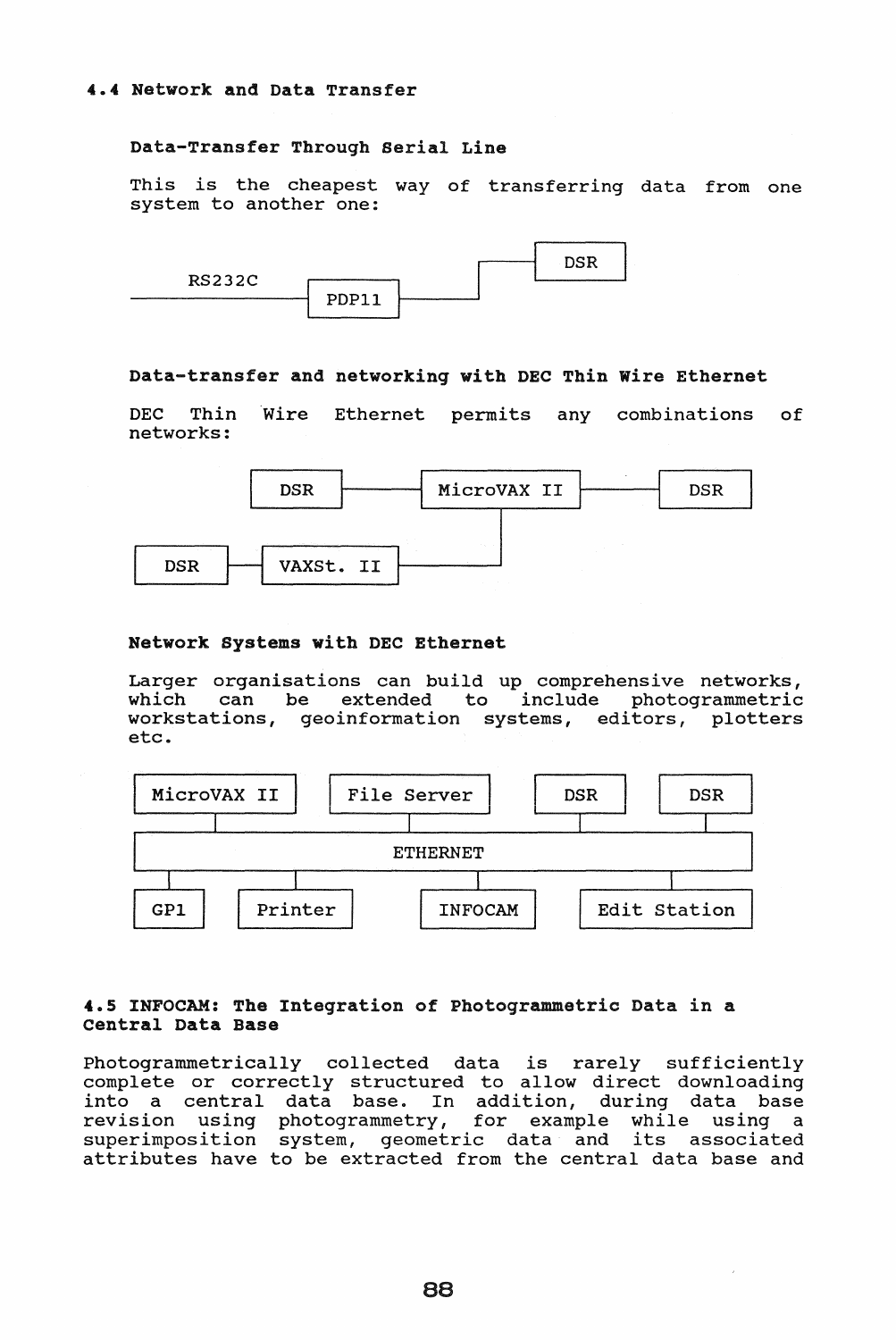### 4.4 Network and Data Transfer

**Data-Transfer Through Serial Line**

This is the cheapest way of transferring data from one system to another one:

RS232C — PDP11 — DSR

**Data-transfer and networking with DEC Thin Wire Ethernet**

DEC Thin Wire Ethernet permits any combinations of networks:

DSR — MicroVAX II — DSR

DSR — VAXSt. II — MicroVAX II

**Network Systems with DEC Ethernet**

Larger organisations can build up comprehensive networks, which can be extended to include photogrammetric workstations, geoinformation systems, editors, plotters etc.

MicroVAX II | File Server | DSR | DSR

ETHERNET

GP1 | Printer | INFOCAM | Edit Station

### 4.5 INFOCAM: The Integration of Photogrammetric Data in a Central Data Base

Photogrammetrically collected data is rarely sufficiently complete or correctly structured to allow direct downloading into a central data base. In addition, during data base revision using photogrammetry, for example while using a superimposition system, geometric data and its associated attributes have to be extracted from the central data base and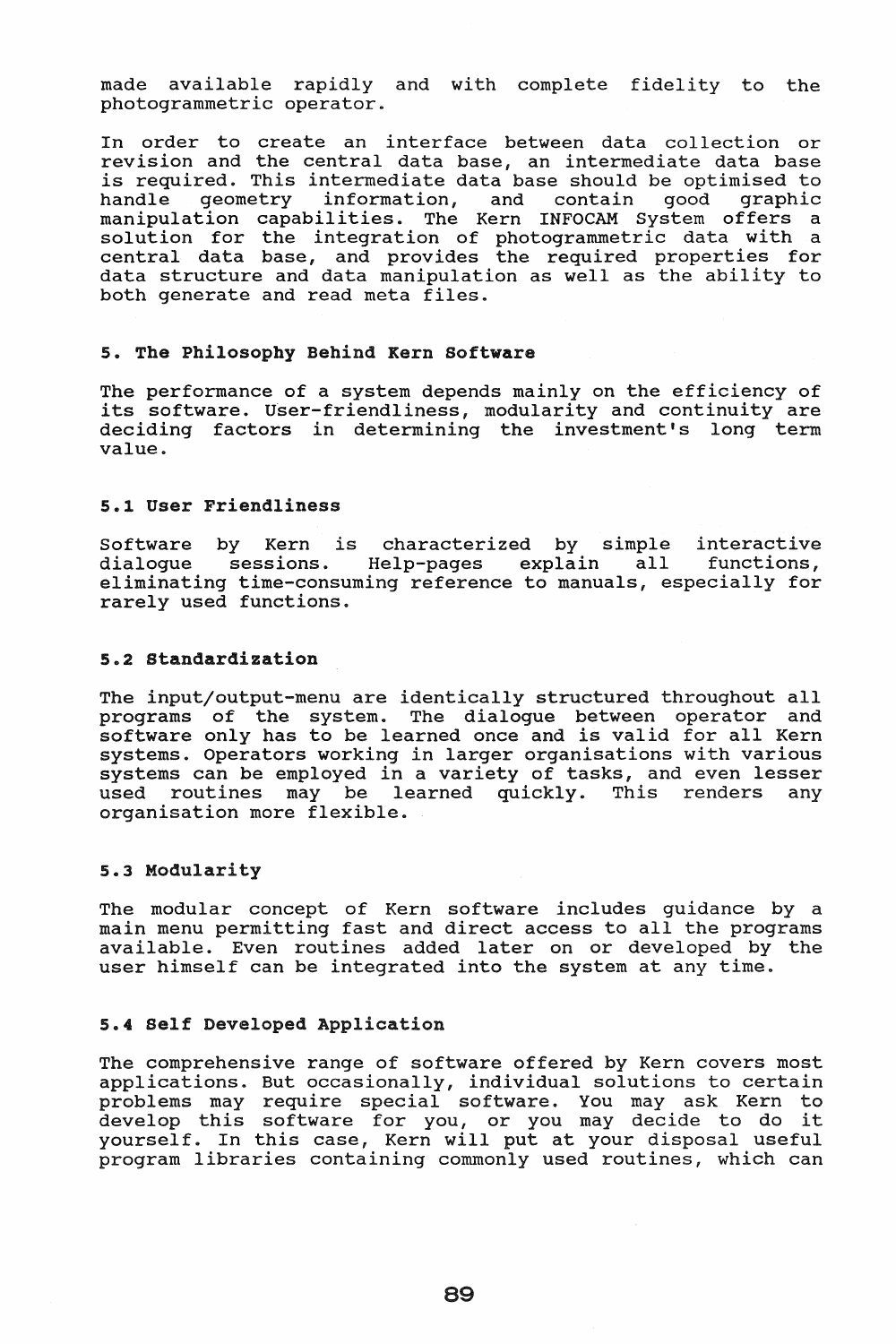made available rapidly and with complete fidelity to the photogrammetric operator.

In order to create an interface between data collection or revision and the central data base, an intermediate data base is required. This intermediate data base should be optimised to handle geometry information, and contain good graphic manipulation capabilities. The Kern INFOCAM System offers a solution for the integration of photogrammetric data with a central data base, and provides the required properties for data structure and data manipulation as well as the ability to both generate and read meta files.

## 5. The Philosophy Behind Kern Software

The performance of a system depends mainly on the efficiency of its software. User-friendliness, modularity and continuity are deciding factors in determining the investment's long term value.

### 5.1 User Friendliness

Software by Kern is characterized by simple interactive dialogue sessions. Help-pages explain all functions, eliminating time-consuming reference to manuals, especially for rarely used functions.

### 5.2 Standardization

The input/output-menu are identically structured throughout all programs of the system. The dialogue between operator and software only has to be learned once and is valid for all Kern systems. Operators working in larger organisations with various systems can be employed in a variety of tasks, and even lesser used routines may be learned quickly. This renders any organisation more flexible.

### 5.3 Modularity

The modular concept of Kern software includes guidance by a main menu permitting fast and direct access to all the programs available. Even routines added later on or developed by the user himself can be integrated into the system at any time.

### 5.4 Self Developed Application

The comprehensive range of software offered by Kern covers most applications. But occasionally, individual solutions to certain problems may require special software. You may ask Kern to develop this software for you, or you may decide to do it yourself. In this case, Kern will put at your disposal useful program libraries containing commonly used routines, which can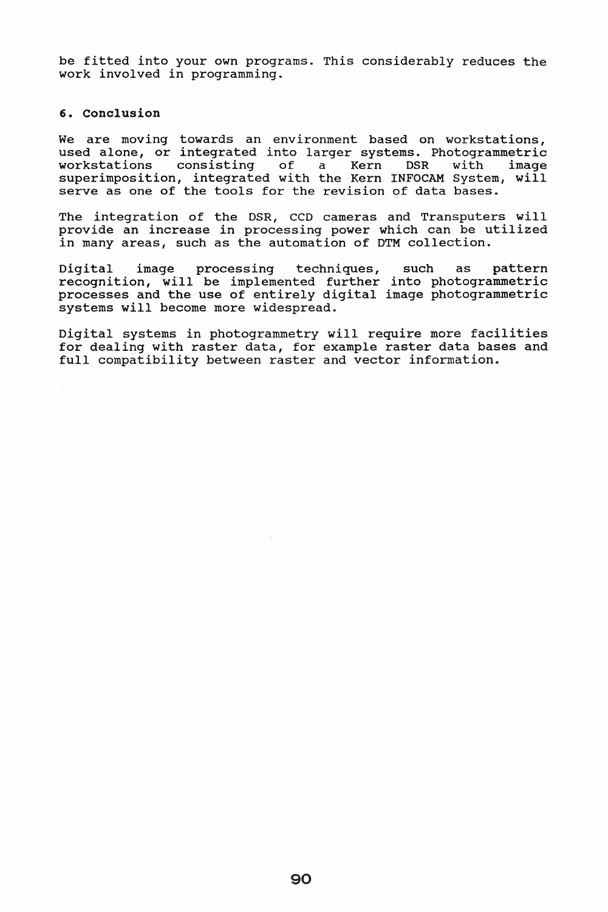be fitted into your own programs. This considerably reduces the work involved in programming.

## 6. Conclusion

We are moving towards an environment based on workstations, used alone, or integrated into larger systems. Photogrammetric workstations consisting of a Kern DSR with image superimposition, integrated with the Kern INFOCAM System, will serve as one of the tools for the revision of data bases.

The integration of the DSR, CCD cameras and Transputers will provide an increase in processing power which can be utilized in many areas, such as the automation of DTM collection.

Digital image processing techniques, such as pattern recognition, will be implemented further into photogrammetric processes and the use of entirely digital image photogrammetric systems will become more widespread.

Digital systems in photogrammetry will require more facilities for dealing with raster data, for example raster data bases and full compatibility between raster and vector information.